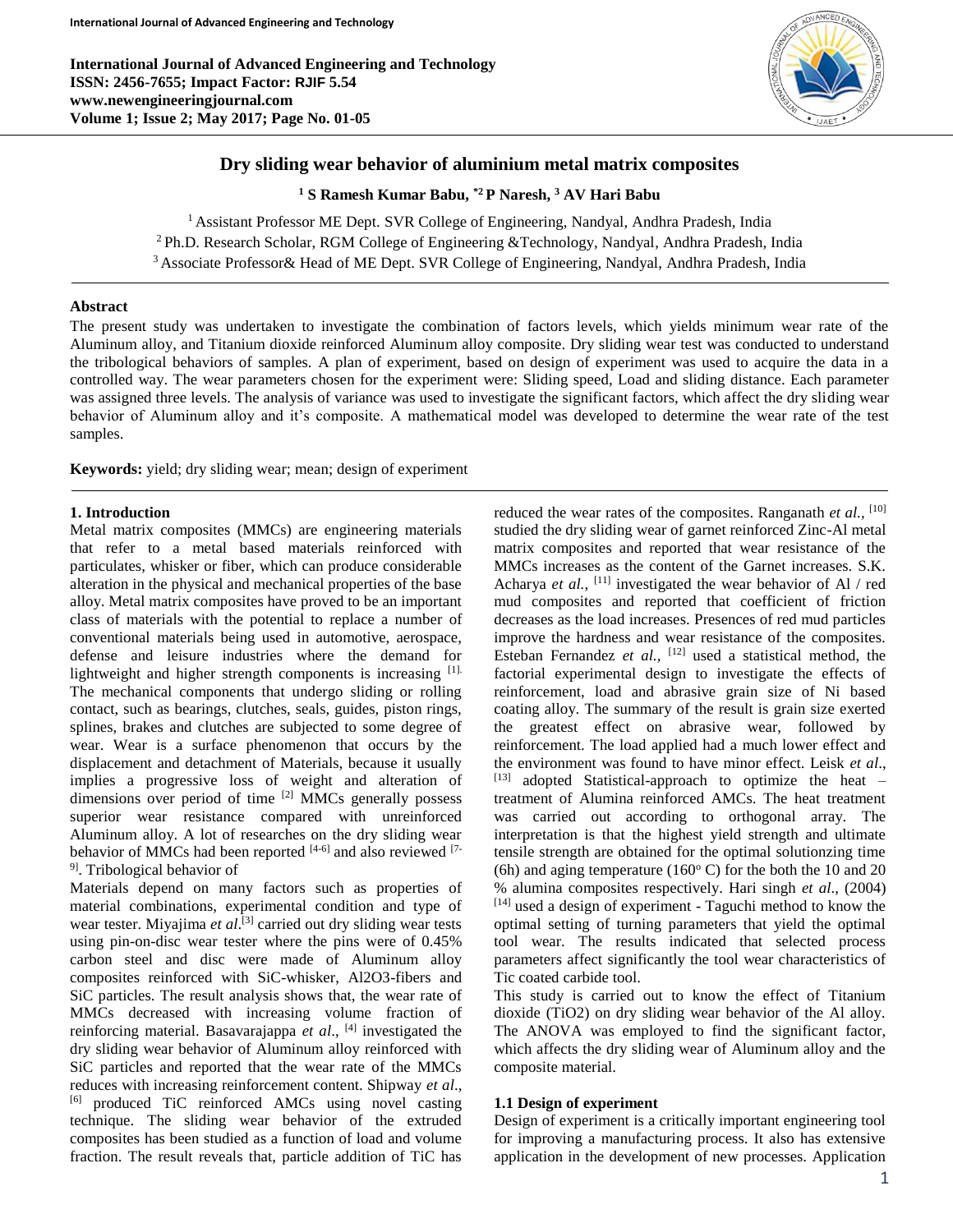# Dry sliding wear behavior of aluminium metal matrix composites

[1] S Ramesh Kumar Babu, [*2] P Naresh, [3] AV Hari Babu

[1] Assistant Professor ME Dept. SVR College of Engineering, Nandyal, Andhra Pradesh, India

[2] Ph.D. Research Scholar, RGM College of Engineering &Technology, Nandyal, Andhra Pradesh, India

[3] Associate Professor& Head of ME Dept. SVR College of Engineering, Nandyal, Andhra Pradesh, India

## Abstract

The present study was undertaken to investigate the combination of factors levels, which yields minimum wear rate of the Aluminum alloy, and Titanium dioxide reinforced Aluminum alloy composite. Dry sliding wear test was conducted to understand the tribological behaviors of samples. A plan of experiment, based on design of experiment was used to acquire the data in a controlled way. The wear parameters chosen for the experiment were: Sliding speed, Load and sliding distance. Each parameter was assigned three levels. The analysis of variance was used to investigate the significant factors, which affect the dry sliding wear behavior of Aluminum alloy and it's composite. A mathematical model was developed to determine the wear rate of the test samples.

**Keywords:** yield; dry sliding wear; mean; design of experiment

## 1. Introduction

Metal matrix composites (MMCs) are engineering materials that refer to a metal based materials reinforced with particulates, whisker or fiber, which can produce considerable alteration in the physical and mechanical properties of the base alloy. Metal matrix composites have proved to be an important class of materials with the potential to replace a number of conventional materials being used in automotive, aerospace, defense and leisure industries where the demand for lightweight and higher strength components is increasing [1]. The mechanical components that undergo sliding or rolling contact, such as bearings, clutches, seals, guides, piston rings, splines, brakes and clutches are subjected to some degree of wear. Wear is a surface phenomenon that occurs by the displacement and detachment of Materials, because it usually implies a progressive loss of weight and alteration of dimensions over period of time [2] MMCs generally possess superior wear resistance compared with unreinforced Aluminum alloy. A lot of researches on the dry sliding wear behavior of MMCs had been reported [4-6] and also reviewed [7-9]. Tribological behavior of

Materials depend on many factors such as properties of material combinations, experimental condition and type of wear tester. Miyajima *et al*.[3] carried out dry sliding wear tests using pin-on-disc wear tester where the pins were of 0.45% carbon steel and disc were made of Aluminum alloy composites reinforced with SiC-whisker, Al2O3-fibers and SiC particles. The result analysis shows that, the wear rate of MMCs decreased with increasing volume fraction of reinforcing material. Basavarajappa *et al*., [4] investigated the dry sliding wear behavior of Aluminum alloy reinforced with SiC particles and reported that the wear rate of the MMCs reduces with increasing reinforcement content. Shipway *et al*., [6] produced TiC reinforced AMCs using novel casting technique. The sliding wear behavior of the extruded composites has been studied as a function of load and volume fraction. The result reveals that, particle addition of TiC has reduced the wear rates of the composites. Ranganath *et al.,* [10] studied the dry sliding wear of garnet reinforced Zinc-Al metal matrix composites and reported that wear resistance of the MMCs increases as the content of the Garnet increases. S.K. Acharya *et al.,* [11] investigated the wear behavior of Al / red mud composites and reported that coefficient of friction decreases as the load increases. Presences of red mud particles improve the hardness and wear resistance of the composites. Esteban Fernandez *et al.,* [12] used a statistical method, the factorial experimental design to investigate the effects of reinforcement, load and abrasive grain size of Ni based coating alloy. The summary of the result is grain size exerted the greatest effect on abrasive wear, followed by reinforcement. The load applied had a much lower effect and the environment was found to have minor effect. Leisk *et al*., [13] adopted Statistical-approach to optimize the heat – treatment of Alumina reinforced AMCs. The heat treatment was carried out according to orthogonal array. The interpretation is that the highest yield strength and ultimate tensile strength are obtained for the optimal solutionzing time (6h) and aging temperature (160$^{o}$ C) for the both the 10 and 20 % alumina composites respectively. Hari singh *et al*., (2004) [14] used a design of experiment - Taguchi method to know the optimal setting of turning parameters that yield the optimal tool wear. The results indicated that selected process parameters affect significantly the tool wear characteristics of Tic coated carbide tool.

This study is carried out to know the effect of Titanium dioxide (TiO2) on dry sliding wear behavior of the Al alloy. The ANOVA was employed to find the significant factor, which affects the dry sliding wear of Aluminum alloy and the composite material.

### 1.1 Design of experiment

Design of experiment is a critically important engineering tool for improving a manufacturing process. It also has extensive application in the development of new processes. Application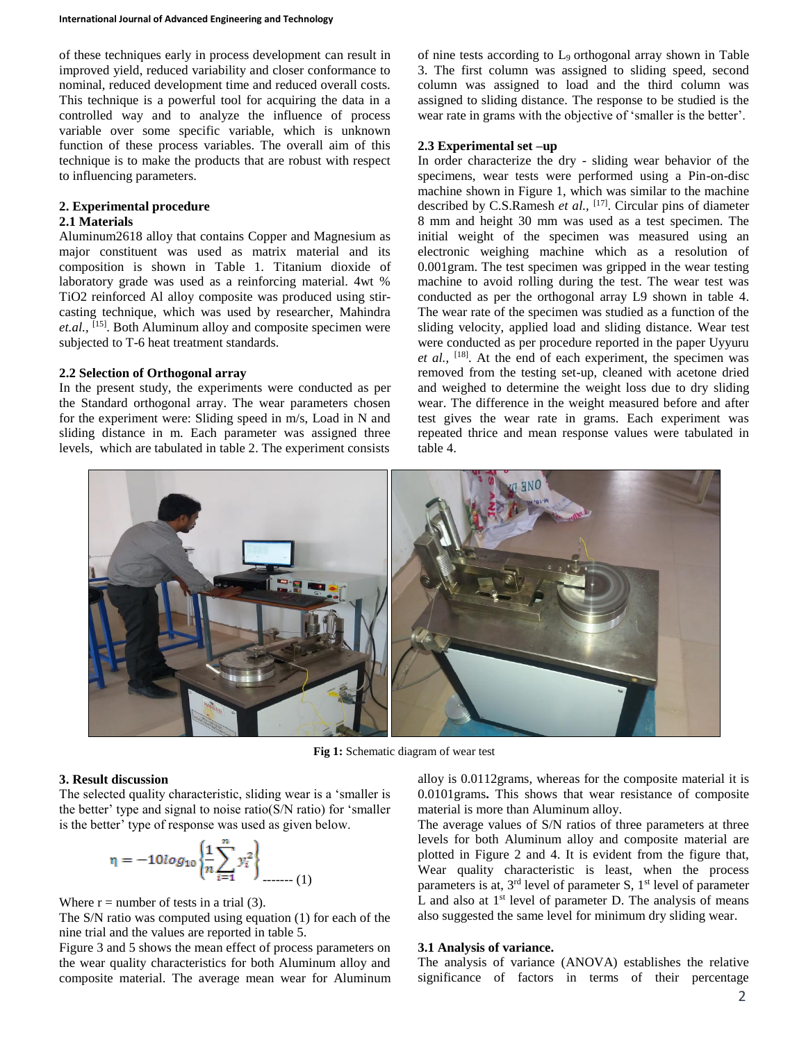of these techniques early in process development can result in improved yield, reduced variability and closer conformance to nominal, reduced development time and reduced overall costs. This technique is a powerful tool for acquiring the data in a controlled way and to analyze the influence of process variable over some specific variable, which is unknown function of these process variables. The overall aim of this technique is to make the products that are robust with respect to influencing parameters.

## 2. Experimental procedure

### 2.1 Materials

Aluminum2618 alloy that contains Copper and Magnesium as major constituent was used as matrix material and its composition is shown in Table 1. Titanium dioxide of laboratory grade was used as a reinforcing material. 4wt % TiO2 reinforced Al alloy composite was produced using stir-casting technique, which was used by researcher, Mahindra *et.al.,* [15]. Both Aluminum alloy and composite specimen were subjected to T-6 heat treatment standards.

### 2.2 Selection of Orthogonal array

In the present study, the experiments were conducted as per the Standard orthogonal array. The wear parameters chosen for the experiment were: Sliding speed in m/s, Load in N and sliding distance in m. Each parameter was assigned three levels, which are tabulated in table 2. The experiment consists of nine tests according to $L_9$ orthogonal array shown in Table 3. The first column was assigned to sliding speed, second column was assigned to load and the third column was assigned to sliding distance. The response to be studied is the wear rate in grams with the objective of 'smaller is the better'.

### 2.3 Experimental set –up

In order characterize the dry - sliding wear behavior of the specimens, wear tests were performed using a Pin-on-disc machine shown in Figure 1, which was similar to the machine described by C.S.Ramesh *et al.,* [17]. Circular pins of diameter 8 mm and height 30 mm was used as a test specimen. The initial weight of the specimen was measured using an electronic weighing machine which as a resolution of 0.001gram. The test specimen was gripped in the wear testing machine to avoid rolling during the test. The wear test was conducted as per the orthogonal array L9 shown in table 4. The wear rate of the specimen was studied as a function of the sliding velocity, applied load and sliding distance. Wear test were conducted as per procedure reported in the paper Uyyuru *et al.,* [18]. At the end of each experiment, the specimen was removed from the testing set-up, cleaned with acetone dried and weighed to determine the weight loss due to dry sliding wear. The difference in the weight measured before and after test gives the wear rate in grams. Each experiment was repeated thrice and mean response values were tabulated in table 4.

**Fig 1:** Schematic diagram of wear test

## 3. Result discussion

The selected quality characteristic, sliding wear is a 'smaller is the better' type and signal to noise ratio(S/N ratio) for 'smaller is the better' type of response was used as given below.

$$\eta = -10log_{10}\left\{\frac{1}{n}\sum_{i=1}^{n} y_i^2\right\} \text{------- (1)}$$

Where r = number of tests in a trial (3).

The S/N ratio was computed using equation (1) for each of the nine trial and the values are reported in table 5.

Figure 3 and 5 shows the mean effect of process parameters on the wear quality characteristics for both Aluminum alloy and composite material. The average mean wear for Aluminum alloy is 0.0112grams, whereas for the composite material it is 0.0101grams**.** This shows that wear resistance of composite material is more than Aluminum alloy.

The average values of S/N ratios of three parameters at three levels for both Aluminum alloy and composite material are plotted in Figure 2 and 4. It is evident from the figure that, Wear quality characteristic is least, when the process parameters is at, 3rd level of parameter S, 1st level of parameter L and also at 1st level of parameter D. The analysis of means also suggested the same level for minimum dry sliding wear.

### 3.1 Analysis of variance.

The analysis of variance (ANOVA) establishes the relative significance of factors in terms of their percentage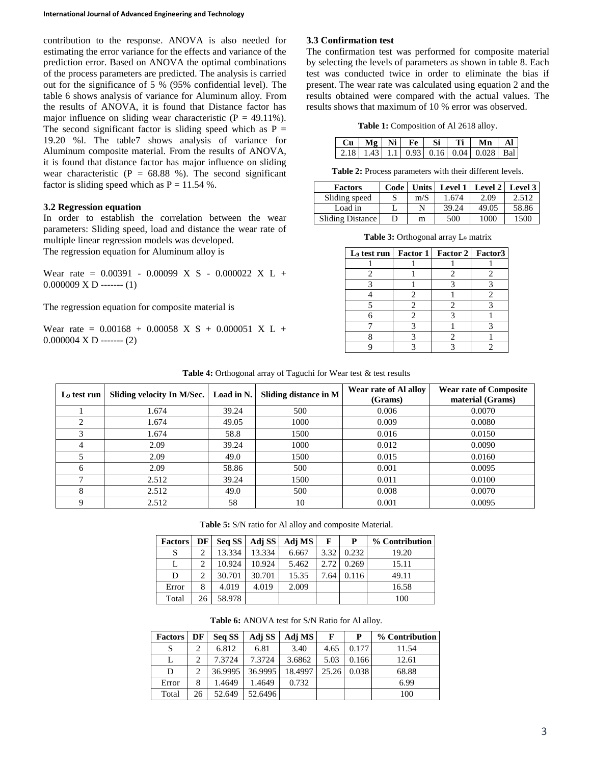contribution to the response. ANOVA is also needed for estimating the error variance for the effects and variance of the prediction error. Based on ANOVA the optimal combinations of the process parameters are predicted. The analysis is carried out for the significance of 5 % (95% confidential level). The table 6 shows analysis of variance for Aluminum alloy. From the results of ANOVA, it is found that Distance factor has major influence on sliding wear characteristic (P = 49.11%). The second significant factor is sliding speed which as P = 19.20 %l. The table7 shows analysis of variance for Aluminum composite material. From the results of ANOVA, it is found that distance factor has major influence on sliding wear characteristic (P = 68.88 %). The second significant factor is sliding speed which as P = 11.54 %.

### 3.2 Regression equation

In order to establish the correlation between the wear parameters: Sliding speed, load and distance the wear rate of multiple linear regression models was developed.

The regression equation for Aluminum alloy is

Wear rate = 0.00391 - 0.00099 X S - 0.000022 X L + 0.000009 X D ------- (1)

The regression equation for composite material is

Wear rate = 0.00168 + 0.00058 X S + 0.000051 X L + 0.000004 X D ------- (2)

### 3.3 Confirmation test

The confirmation test was performed for composite material by selecting the levels of parameters as shown in table 8. Each test was conducted twice in order to eliminate the bias if present. The wear rate was calculated using equation 2 and the results obtained were compared with the actual values. The results shows that maximum of 10 % error was observed.

**Table 1:** Composition of Al 2618 alloy.

| Cu | Mg | Ni | Fe | Si | Ti | Mn | Al |
|---|---|---|---|---|---|---|---|
| 2.18 | 1.43 | 1.1 | 0.93 | 0.16 | 0.04 | 0.028 | Bal |

**Table 2:** Process parameters with their different levels.

| Factors | Code | Units | Level 1 | Level 2 | Level 3 |
|---|---|---|---|---|---|
| Sliding speed | S | m/S | 1.674 | 2.09 | 2.512 |
| Load in | L | N | 39.24 | 49.05 | 58.86 |
| Sliding Distance | D | m | 500 | 1000 | 1500 |

**Table 3:** Orthogonal array $L_9$ matrix

| $L_9$ test run | Factor 1 | Factor 2 | Factor3 |
|---|---|---|---|
| 1 | 1 | 1 | 1 |
| 2 | 1 | 2 | 2 |
| 3 | 1 | 3 | 3 |
| 4 | 2 | 1 | 2 |
| 5 | 2 | 2 | 3 |
| 6 | 2 | 3 | 1 |
| 7 | 3 | 1 | 3 |
| 8 | 3 | 2 | 1 |
| 9 | 3 | 3 | 2 |

**Table 4:** Orthogonal array of Taguchi for Wear test & test results

| $L_9$ test run | Sliding velocity In M/Sec. | Load in N. | Sliding distance in M | Wear rate of Al alloy (Grams) | Wear rate of Composite material (Grams) |
|---|---|---|---|---|---|
| 1 | 1.674 | 39.24 | 500 | 0.006 | 0.0070 |
| 2 | 1.674 | 49.05 | 1000 | 0.009 | 0.0080 |
| 3 | 1.674 | 58.8 | 1500 | 0.016 | 0.0150 |
| 4 | 2.09 | 39.24 | 1000 | 0.012 | 0.0090 |
| 5 | 2.09 | 49.0 | 1500 | 0.015 | 0.0160 |
| 6 | 2.09 | 58.86 | 500 | 0.001 | 0.0095 |
| 7 | 2.512 | 39.24 | 1500 | 0.011 | 0.0100 |
| 8 | 2.512 | 49.0 | 500 | 0.008 | 0.0070 |
| 9 | 2.512 | 58 | 10 | 0.001 | 0.0095 |

**Table 5:** S/N ratio for Al alloy and composite Material.

| Factors | DF | Seq SS | Adj SS | Adj MS | F | P | % Contribution |
|---|---|---|---|---|---|---|---|
| S | 2 | 13.334 | 13.334 | 6.667 | 3.32 | 0.232 | 19.20 |
| L | 2 | 10.924 | 10.924 | 5.462 | 2.72 | 0.269 | 15.11 |
| D | 2 | 30.701 | 30.701 | 15.35 | 7.64 | 0.116 | 49.11 |
| Error | 8 | 4.019 | 4.019 | 2.009 | | | 16.58 |
| Total | 26 | 58.978 | | | | | 100 |

**Table 6:** ANOVA test for S/N Ratio for Al alloy.

| Factors | DF | Seq SS | Adj SS | Adj MS | F | P | % Contribution |
|---|---|---|---|---|---|---|---|
| S | 2 | 6.812 | 6.81 | 3.40 | 4.65 | 0.177 | 11.54 |
| L | 2 | 7.3724 | 7.3724 | 3.6862 | 5.03 | 0.166 | 12.61 |
| D | 2 | 36.9995 | 36.9995 | 18.4997 | 25.26 | 0.038 | 68.88 |
| Error | 8 | 1.4649 | 1.4649 | 0.732 | | | 6.99 |
| Total | 26 | 52.649 | 52.6496 | | | | 100 |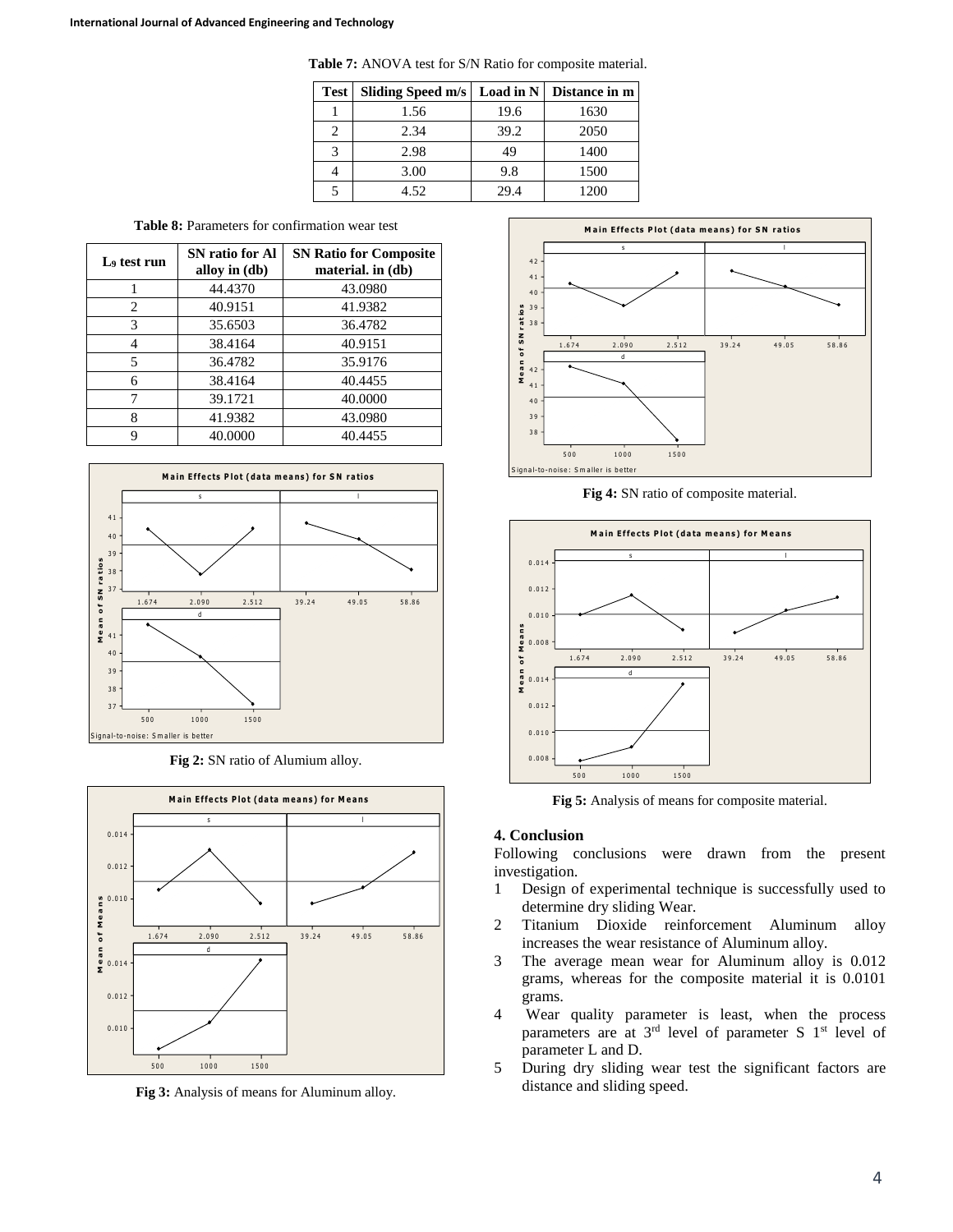**Table 7:** ANOVA test for S/N Ratio for composite material.

| Test | Sliding Speed m/s | Load in N | Distance in m |
|---|---|---|---|
| 1 | 1.56 | 19.6 | 1630 |
| 2 | 2.34 | 39.2 | 2050 |
| 3 | 2.98 | 49 | 1400 |
| 4 | 3.00 | 9.8 | 1500 |
| 5 | 4.52 | 29.4 | 1200 |

**Table 8:** Parameters for confirmation wear test

| $L_9$ test run | SN ratio for Al alloy in (db) | SN Ratio for Composite material. in (db) |
|---|---|---|
| 1 | 44.4370 | 43.0980 |
| 2 | 40.9151 | 41.9382 |
| 3 | 35.6503 | 36.4782 |
| 4 | 38.4164 | 40.9151 |
| 5 | 36.4782 | 35.9176 |
| 6 | 38.4164 | 40.4455 |
| 7 | 39.1721 | 40.0000 |
| 8 | 41.9382 | 43.0980 |
| 9 | 40.0000 | 40.4455 |

**Fig 2:** SN ratio of Alumium alloy.

**Fig 3:** Analysis of means for Aluminum alloy.

**Fig 4:** SN ratio of composite material.

**Fig 5:** Analysis of means for composite material.

## 4. Conclusion

Following conclusions were drawn from the present investigation.

1. Design of experimental technique is successfully used to determine dry sliding Wear.
2. Titanium Dioxide reinforcement Aluminum alloy increases the wear resistance of Aluminum alloy.
3. The average mean wear for Aluminum alloy is 0.012 grams, whereas for the composite material it is 0.0101 grams.
4. Wear quality parameter is least, when the process parameters are at 3rd level of parameter S 1st level of parameter L and D.
5. During dry sliding wear test the significant factors are distance and sliding speed.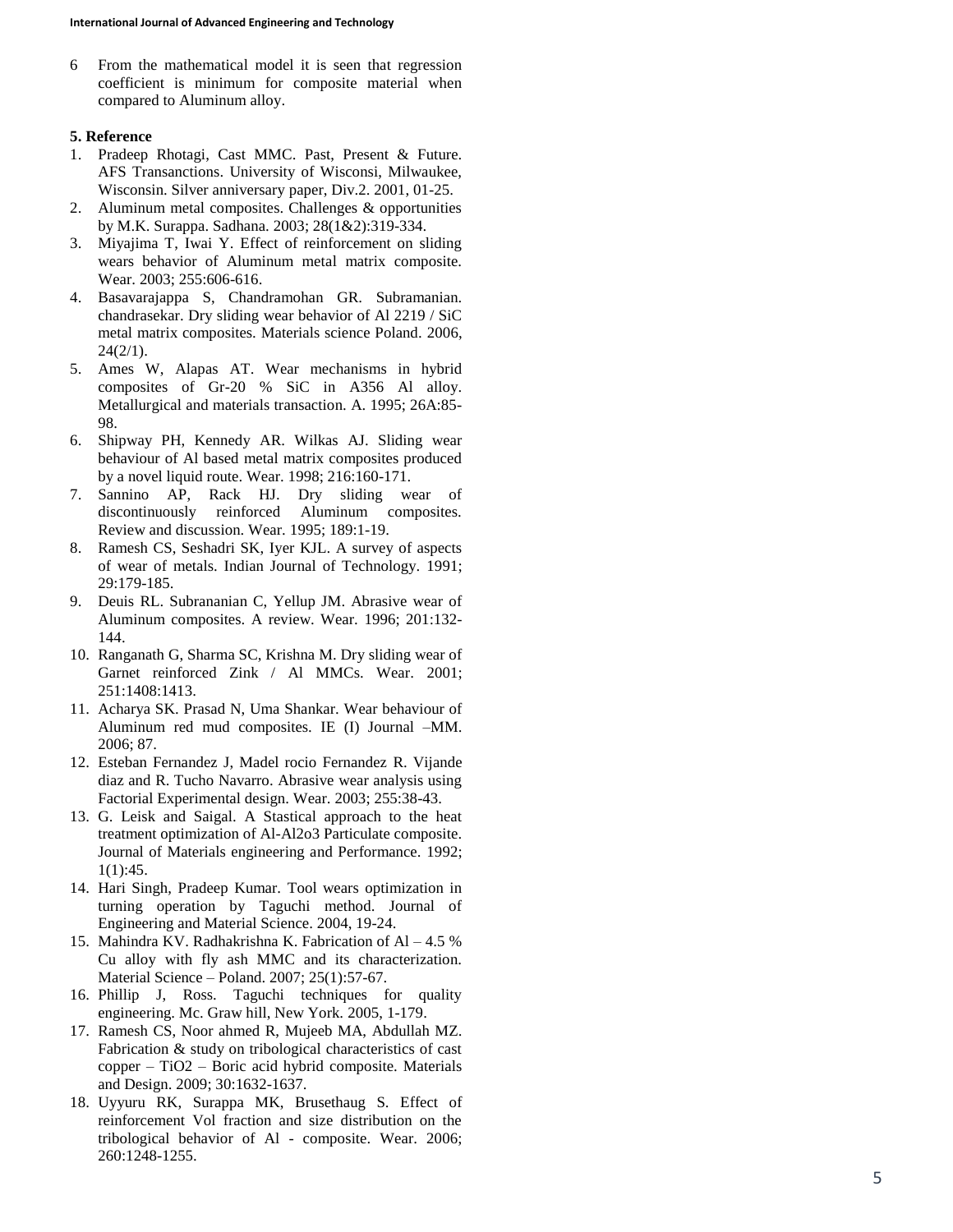6 From the mathematical model it is seen that regression coefficient is minimum for composite material when compared to Aluminum alloy.

## 5. Reference

1. Pradeep Rhotagi, Cast MMC. Past, Present & Future. AFS Transanctions. University of Wisconsi, Milwaukee, Wisconsin. Silver anniversary paper, Div.2. 2001, 01-25.
2. Aluminum metal composites. Challenges & opportunities by M.K. Surappa. Sadhana. 2003; 28(1&2):319-334.
3. Miyajima T, Iwai Y. Effect of reinforcement on sliding wears behavior of Aluminum metal matrix composite. Wear. 2003; 255:606-616.
4. Basavarajappa S, Chandramohan GR. Subramanian. chandrasekar. Dry sliding wear behavior of Al 2219 / SiC metal matrix composites. Materials science Poland. 2006, 24(2/1).
5. Ames W, Alapas AT. Wear mechanisms in hybrid composites of Gr-20 % SiC in A356 Al alloy. Metallurgical and materials transaction. A. 1995; 26A:85-98.
6. Shipway PH, Kennedy AR. Wilkas AJ. Sliding wear behaviour of Al based metal matrix composites produced by a novel liquid route. Wear. 1998; 216:160-171.
7. Sannino AP, Rack HJ. Dry sliding wear of discontinuously reinforced Aluminum composites. Review and discussion. Wear. 1995; 189:1-19.
8. Ramesh CS, Seshadri SK, Iyer KJL. A survey of aspects of wear of metals. Indian Journal of Technology. 1991; 29:179-185.
9. Deuis RL. Subrananian C, Yellup JM. Abrasive wear of Aluminum composites. A review. Wear. 1996; 201:132-144.
10. Ranganath G, Sharma SC, Krishna M. Dry sliding wear of Garnet reinforced Zink / Al MMCs. Wear. 2001; 251:1408:1413.
11. Acharya SK. Prasad N, Uma Shankar. Wear behaviour of Aluminum red mud composites. IE (I) Journal –MM. 2006; 87.
12. Esteban Fernandez J, Madel rocio Fernandez R. Vijande diaz and R. Tucho Navarro. Abrasive wear analysis using Factorial Experimental design. Wear. 2003; 255:38-43.
13. G. Leisk and Saigal. A Stastical approach to the heat treatment optimization of Al-Al2o3 Particulate composite. Journal of Materials engineering and Performance. 1992; 1(1):45.
14. Hari Singh, Pradeep Kumar. Tool wears optimization in turning operation by Taguchi method. Journal of Engineering and Material Science. 2004, 19-24.
15. Mahindra KV. Radhakrishna K. Fabrication of Al – 4.5 % Cu alloy with fly ash MMC and its characterization. Material Science – Poland. 2007; 25(1):57-67.
16. Phillip J, Ross. Taguchi techniques for quality engineering. Mc. Graw hill, New York. 2005, 1-179.
17. Ramesh CS, Noor ahmed R, Mujeeb MA, Abdullah MZ. Fabrication & study on tribological characteristics of cast copper – $TiO_2$ – Boric acid hybrid composite. Materials and Design. 2009; 30:1632-1637.
18. Uyyuru RK, Surappa MK, Brusethaug S. Effect of reinforcement Vol fraction and size distribution on the tribological behavior of Al - composite. Wear. 2006; 260:1248-1255.